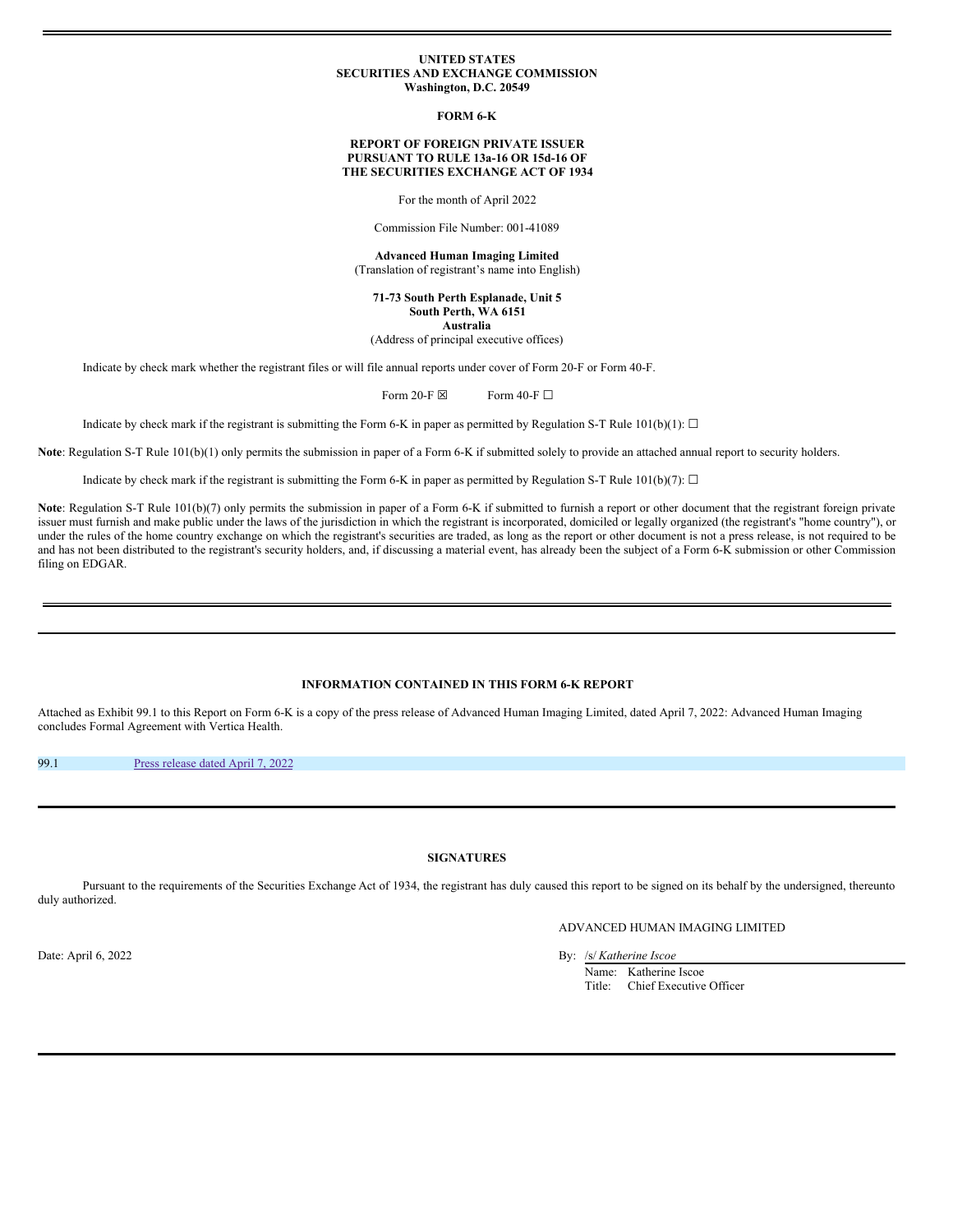**UNITED STATES**
**SECURITIES AND EXCHANGE COMMISSION**
**Washington, D.C. 20549**

**FORM 6-K**

**REPORT OF FOREIGN PRIVATE ISSUER**
**PURSUANT TO RULE 13a-16 OR 15d-16 OF**
**THE SECURITIES EXCHANGE ACT OF 1934**

For the month of April 2022

Commission File Number: 001-41089

**Advanced Human Imaging Limited**
(Translation of registrant's name into English)

**71-73 South Perth Esplanade, Unit 5**
**South Perth, WA 6151**
**Australia**
(Address of principal executive offices)

Indicate by check mark whether the registrant files or will file annual reports under cover of Form 20-F or Form 40-F.

Form 20-F ☒ Form 40-F ☐

Indicate by check mark if the registrant is submitting the Form 6-K in paper as permitted by Regulation S-T Rule 101(b)(1): ☐

**Note**: Regulation S-T Rule 101(b)(1) only permits the submission in paper of a Form 6-K if submitted solely to provide an attached annual report to security holders.

Indicate by check mark if the registrant is submitting the Form 6-K in paper as permitted by Regulation S-T Rule 101(b)(7): ☐

**Note**: Regulation S-T Rule 101(b)(7) only permits the submission in paper of a Form 6-K if submitted to furnish a report or other document that the registrant foreign private issuer must furnish and make public under the laws of the jurisdiction in which the registrant is incorporated, domiciled or legally organized (the registrant's "home country"), or under the rules of the home country exchange on which the registrant's securities are traded, as long as the report or other document is not a press release, is not required to be and has not been distributed to the registrant's security holders, and, if discussing a material event, has already been the subject of a Form 6-K submission or other Commission filing on EDGAR.

---

**INFORMATION CONTAINED IN THIS FORM 6-K REPORT**

Attached as Exhibit 99.1 to this Report on Form 6-K is a copy of the press release of Advanced Human Imaging Limited, dated April 7, 2022: Advanced Human Imaging concludes Formal Agreement with Vertica Health.

| 99.1 | Press release dated April 7, 2022 |
|---|---|

---

**SIGNATURES**

Pursuant to the requirements of the Securities Exchange Act of 1934, the registrant has duly caused this report to be signed on its behalf by the undersigned, thereunto duly authorized.

ADVANCED HUMAN IMAGING LIMITED

Date: April 6, 2022

By: /s/ *Katherine Iscoe*
Name: Katherine Iscoe
Title: Chief Executive Officer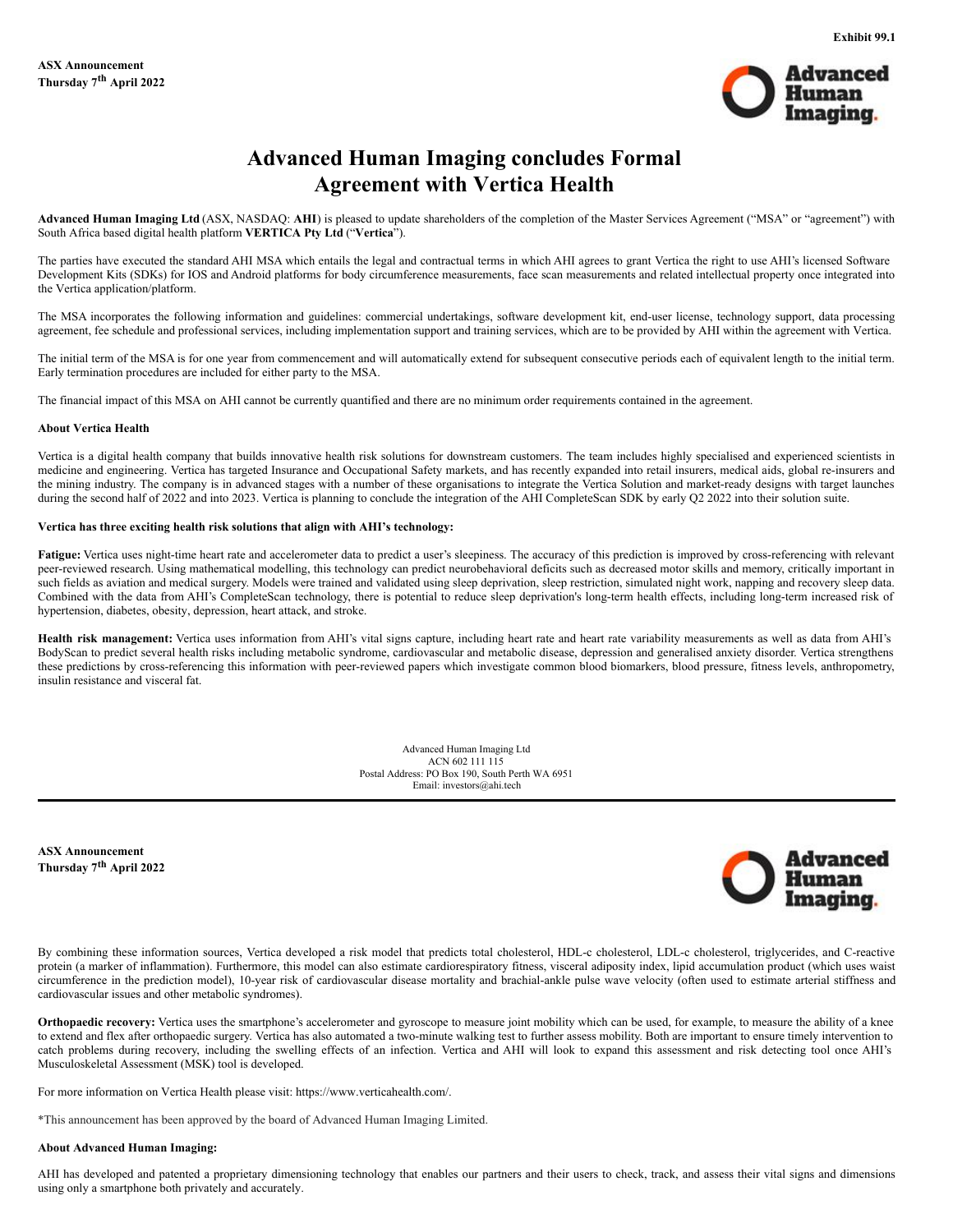Exhibit 99.1

**ASX Announcement**
**Thursday 7th April 2022**

# Advanced Human Imaging concludes Formal Agreement with Vertica Health

**Advanced Human Imaging Ltd** (ASX, NASDAQ: **AHI**) is pleased to update shareholders of the completion of the Master Services Agreement ("MSA" or "agreement") with South Africa based digital health platform **VERTICA Pty Ltd** ("**Vertica**").

The parties have executed the standard AHI MSA which entails the legal and contractual terms in which AHI agrees to grant Vertica the right to use AHI's licensed Software Development Kits (SDKs) for IOS and Android platforms for body circumference measurements, face scan measurements and related intellectual property once integrated into the Vertica application/platform.

The MSA incorporates the following information and guidelines: commercial undertakings, software development kit, end-user license, technology support, data processing agreement, fee schedule and professional services, including implementation support and training services, which are to be provided by AHI within the agreement with Vertica.

The initial term of the MSA is for one year from commencement and will automatically extend for subsequent consecutive periods each of equivalent length to the initial term. Early termination procedures are included for either party to the MSA.

The financial impact of this MSA on AHI cannot be currently quantified and there are no minimum order requirements contained in the agreement.

**About Vertica Health**

Vertica is a digital health company that builds innovative health risk solutions for downstream customers. The team includes highly specialised and experienced scientists in medicine and engineering. Vertica has targeted Insurance and Occupational Safety markets, and has recently expanded into retail insurers, medical aids, global re-insurers and the mining industry. The company is in advanced stages with a number of these organisations to integrate the Vertica Solution and market-ready designs with target launches during the second half of 2022 and into 2023. Vertica is planning to conclude the integration of the AHI CompleteScan SDK by early Q2 2022 into their solution suite.

**Vertica has three exciting health risk solutions that align with AHI's technology:**

**Fatigue:** Vertica uses night-time heart rate and accelerometer data to predict a user's sleepiness. The accuracy of this prediction is improved by cross-referencing with relevant peer-reviewed research. Using mathematical modelling, this technology can predict neurobehavioral deficits such as decreased motor skills and memory, critically important in such fields as aviation and medical surgery. Models were trained and validated using sleep deprivation, sleep restriction, simulated night work, napping and recovery sleep data. Combined with the data from AHI's CompleteScan technology, there is potential to reduce sleep deprivation's long-term health effects, including long-term increased risk of hypertension, diabetes, obesity, depression, heart attack, and stroke.

**Health risk management:** Vertica uses information from AHI's vital signs capture, including heart rate and heart rate variability measurements as well as data from AHI's BodyScan to predict several health risks including metabolic syndrome, cardiovascular and metabolic disease, depression and generalised anxiety disorder. Vertica strengthens these predictions by cross-referencing this information with peer-reviewed papers which investigate common blood biomarkers, blood pressure, fitness levels, anthropometry, insulin resistance and visceral fat.

By combining these information sources, Vertica developed a risk model that predicts total cholesterol, HDL-c cholesterol, LDL-c cholesterol, triglycerides, and C-reactive protein (a marker of inflammation). Furthermore, this model can also estimate cardiorespiratory fitness, visceral adiposity index, lipid accumulation product (which uses waist circumference in the prediction model), 10-year risk of cardiovascular disease mortality and brachial-ankle pulse wave velocity (often used to estimate arterial stiffness and cardiovascular issues and other metabolic syndromes).

**Orthopaedic recovery:** Vertica uses the smartphone's accelerometer and gyroscope to measure joint mobility which can be used, for example, to measure the ability of a knee to extend and flex after orthopaedic surgery. Vertica has also automated a two-minute walking test to further assess mobility. Both are important to ensure timely intervention to catch problems during recovery, including the swelling effects of an infection. Vertica and AHI will look to expand this assessment and risk detecting tool once AHI's Musculoskeletal Assessment (MSK) tool is developed.

For more information on Vertica Health please visit: https://www.verticahealth.com/.

*This announcement has been approved by the board of Advanced Human Imaging Limited.

**About Advanced Human Imaging:**

AHI has developed and patented a proprietary dimensioning technology that enables our partners and their users to check, track, and assess their vital signs and dimensions using only a smartphone both privately and accurately.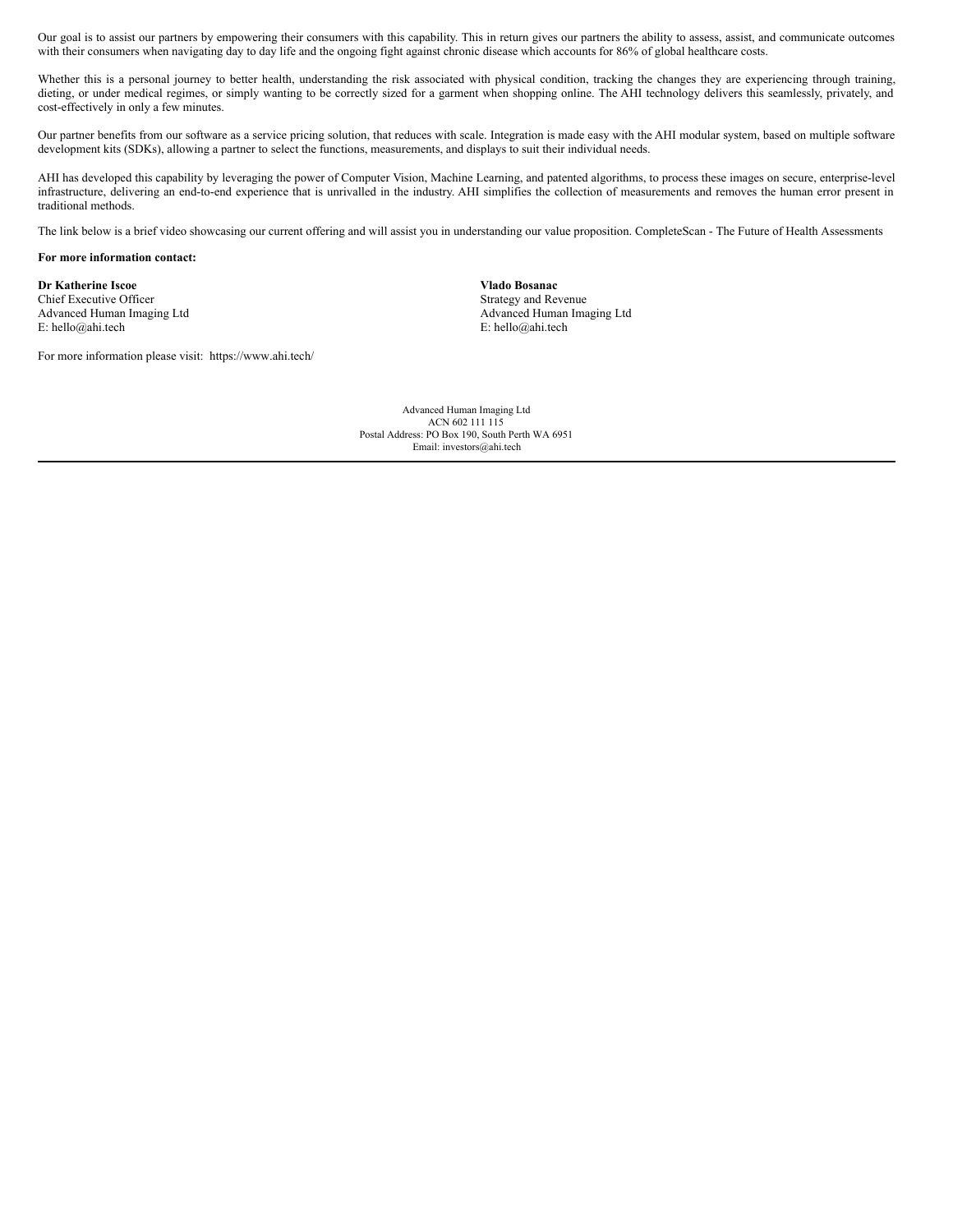Our goal is to assist our partners by empowering their consumers with this capability. This in return gives our partners the ability to assess, assist, and communicate outcomes with their consumers when navigating day to day life and the ongoing fight against chronic disease which accounts for 86% of global healthcare costs.

Whether this is a personal journey to better health, understanding the risk associated with physical condition, tracking the changes they are experiencing through training, dieting, or under medical regimes, or simply wanting to be correctly sized for a garment when shopping online. The AHI technology delivers this seamlessly, privately, and cost-effectively in only a few minutes.

Our partner benefits from our software as a service pricing solution, that reduces with scale. Integration is made easy with the AHI modular system, based on multiple software development kits (SDKs), allowing a partner to select the functions, measurements, and displays to suit their individual needs.

AHI has developed this capability by leveraging the power of Computer Vision, Machine Learning, and patented algorithms, to process these images on secure, enterprise-level infrastructure, delivering an end-to-end experience that is unrivalled in the industry. AHI simplifies the collection of measurements and removes the human error present in traditional methods.

The link below is a brief video showcasing our current offering and will assist you in understanding our value proposition. CompleteScan - The Future of Health Assessments

**For more information contact:**

**Dr Katherine Iscoe**
Chief Executive Officer
Advanced Human Imaging Ltd
E: hello@ahi.tech

**Vlado Bosanac**
Strategy and Revenue
Advanced Human Imaging Ltd
E: hello@ahi.tech

For more information please visit: https://www.ahi.tech/

Advanced Human Imaging Ltd
ACN 602 111 115
Postal Address: PO Box 190, South Perth WA 6951
Email: investors@ahi.tech